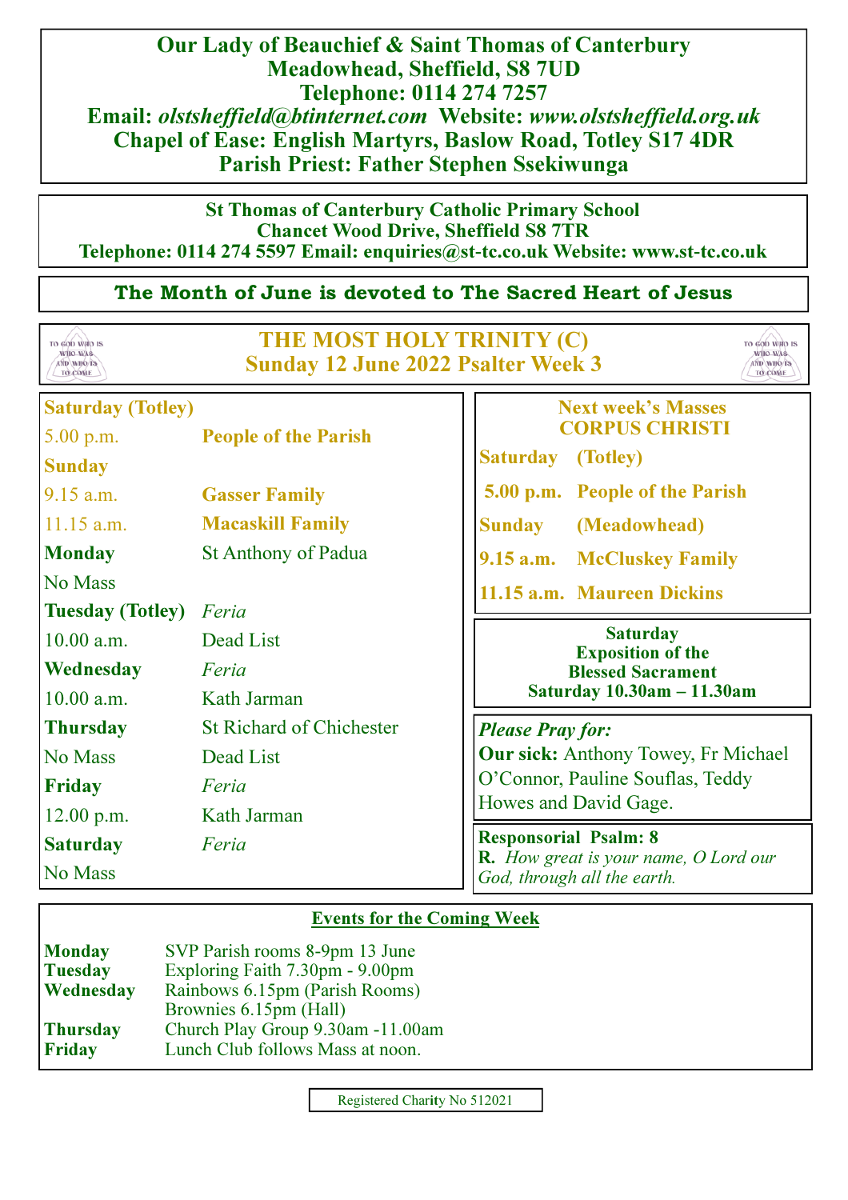**Our Lady of Beauchief & Saint Thomas of Canterbury**
**Meadowhead, Sheffield, S8 7UD**
**Telephone: 0114 274 7257**
**Email:** ***olstsheffield@btinternet.com*** **Website:** ***www.olstsheffield.org.uk***
**Chapel of Ease: English Martyrs, Baslow Road, Totley S17 4DR**
**Parish Priest: Father Stephen Ssekiwunga**

**St Thomas of Canterbury Catholic Primary School**
**Chancet Wood Drive, Sheffield S8 7TR**
**Telephone: 0114 274 5597 Email: enquiries@st-tc.co.uk Website: www.st-tc.co.uk**

**The Month of June is devoted to The Sacred Heart of Jesus**

TO GOD WHO IS WHO WAS AND WHO IS TO COME

# THE MOST HOLY TRINITY (C)
## Sunday 12 June 2022 Psalter Week 3

| | |
|---|---|
| **Saturday (Totley)** | |
| 5.00 p.m. | **People of the Parish** |
| **Sunday** | |
| 9.15 a.m. | **Gasser Family** |
| 11.15 a.m. | **Macaskill Family** |
| **Monday** | St Anthony of Padua |
| No Mass | |
| **Tuesday (Totley)** | *Feria* |
| 10.00 a.m. | Dead List |
| **Wednesday** | *Feria* |
| 10.00 a.m. | Kath Jarman |
| **Thursday** | St Richard of Chichester |
| No Mass | Dead List |
| **Friday** | *Feria* |
| 12.00 p.m. | Kath Jarman |
| **Saturday** | *Feria* |
| No Mass | |

**Next week's Masses**
**CORPUS CHRISTI**

| | |
|---|---|
| **Saturday** | **(Totley)** |
| **5.00 p.m.** | **People of the Parish** |
| **Sunday** | **(Meadowhead)** |
| **9.15 a.m.** | **McCluskey Family** |
| **11.15 a.m.** | **Maureen Dickins** |

**Saturday**
**Exposition of the Blessed Sacrament**
**Saturday 10.30am – 11.30am**

***Please Pray for:***
**Our sick:** Anthony Towey, Fr Michael O'Connor, Pauline Souflas, Teddy Howes and David Gage.

**Responsorial Psalm: 8**
**R.** *How great is your name, O Lord our God, through all the earth.*

**Events for the Coming Week**

| | |
|---|---|
| **Monday** | SVP Parish rooms 8-9pm 13 June |
| **Tuesday** | Exploring Faith 7.30pm - 9.00pm |
| **Wednesday** | Rainbows 6.15pm (Parish Rooms) |
| | Brownies 6.15pm (Hall) |
| **Thursday** | Church Play Group 9.30am -11.00am |
| **Friday** | Lunch Club follows Mass at noon. |

Registered Charity No 512021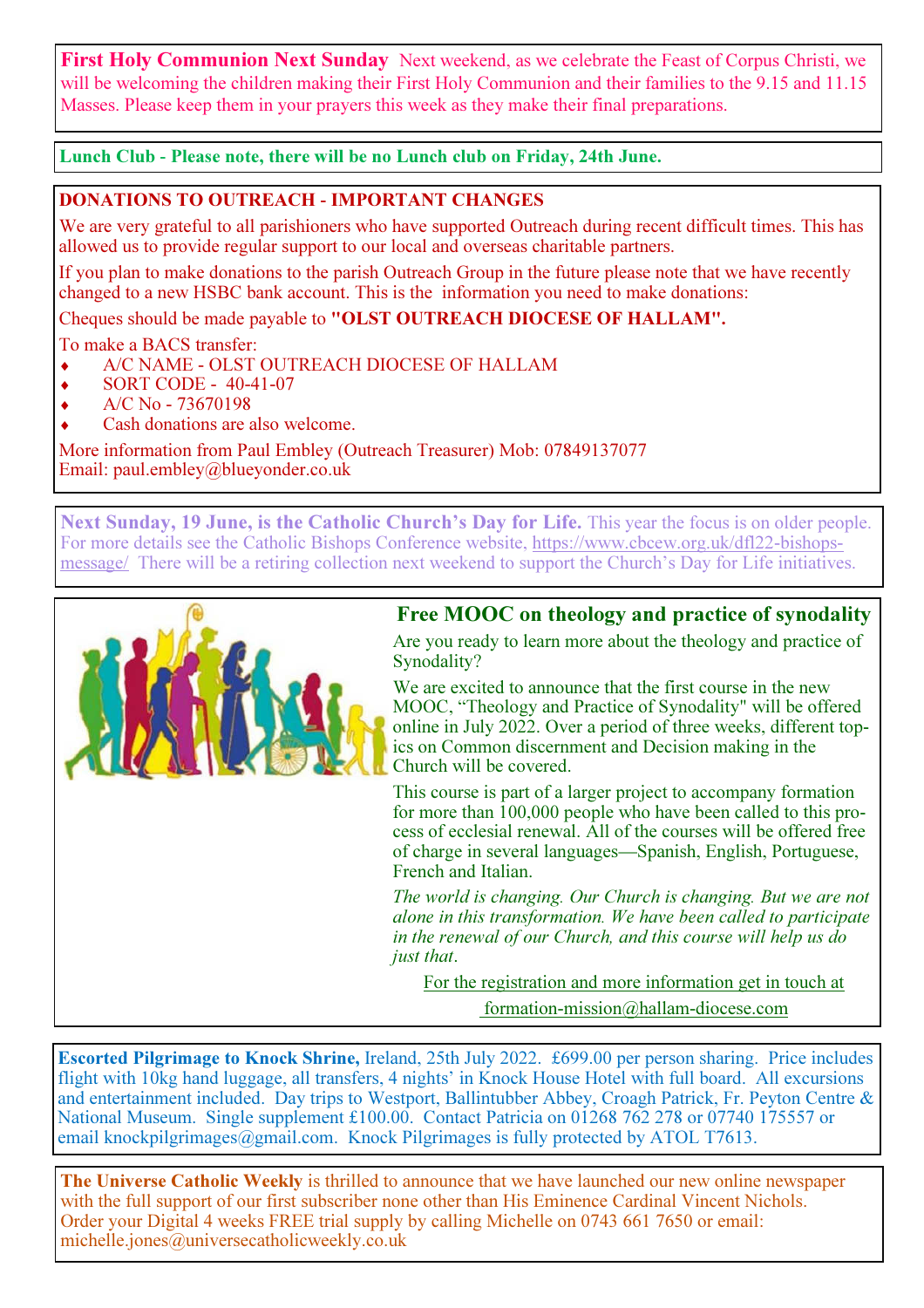**First Holy Communion Next Sunday** Next weekend, as we celebrate the Feast of Corpus Christi, we will be welcoming the children making their First Holy Communion and their families to the 9.15 and 11.15 Masses. Please keep them in your prayers this week as they make their final preparations.

**Lunch Club - Please note, there will be no Lunch club on Friday, 24th June.**

**DONATIONS TO OUTREACH - IMPORTANT CHANGES**

We are very grateful to all parishioners who have supported Outreach during recent difficult times. This has allowed us to provide regular support to our local and overseas charitable partners.

If you plan to make donations to the parish Outreach Group in the future please note that we have recently changed to a new HSBC bank account. This is the information you need to make donations:

Cheques should be made payable to **"OLST OUTREACH DIOCESE OF HALLAM".**

To make a BACS transfer:

- A/C NAME - OLST OUTREACH DIOCESE OF HALLAM
- SORT CODE - 40-41-07
- A/C No - 73670198
- Cash donations are also welcome.

More information from Paul Embley (Outreach Treasurer) Mob: 07849137077
Email: paul.embley@blueyonder.co.uk

**Next Sunday, 19 June, is the Catholic Church's Day for Life.** This year the focus is on older people. For more details see the Catholic Bishops Conference website, https://www.cbcew.org.uk/dfl22-bishops-message/ There will be a retiring collection next weekend to support the Church's Day for Life initiatives.

## Free MOOC on theology and practice of synodality

Are you ready to learn more about the theology and practice of Synodality?

We are excited to announce that the first course in the new MOOC, "Theology and Practice of Synodality" will be offered online in July 2022. Over a period of three weeks, different topics on Common discernment and Decision making in the Church will be covered.

This course is part of a larger project to accompany formation for more than 100,000 people who have been called to this process of ecclesial renewal. All of the courses will be offered free of charge in several languages—Spanish, English, Portuguese, French and Italian.

*The world is changing. Our Church is changing. But we are not alone in this transformation. We have been called to participate in the renewal of our Church, and this course will help us do just that.*

For the registration and more information get in touch at formation-mission@hallam-diocese.com

**Escorted Pilgrimage to Knock Shrine,** Ireland, 25th July 2022. £699.00 per person sharing. Price includes flight with 10kg hand luggage, all transfers, 4 nights' in Knock House Hotel with full board. All excursions and entertainment included. Day trips to Westport, Ballintubber Abbey, Croagh Patrick, Fr. Peyton Centre & National Museum. Single supplement £100.00. Contact Patricia on 01268 762 278 or 07740 175557 or email knockpilgrimages@gmail.com. Knock Pilgrimages is fully protected by ATOL T7613.

**The Universe Catholic Weekly** is thrilled to announce that we have launched our new online newspaper with the full support of our first subscriber none other than His Eminence Cardinal Vincent Nichols. Order your Digital 4 weeks FREE trial supply by calling Michelle on 0743 661 7650 or email: michelle.jones@universecatholicweekly.co.uk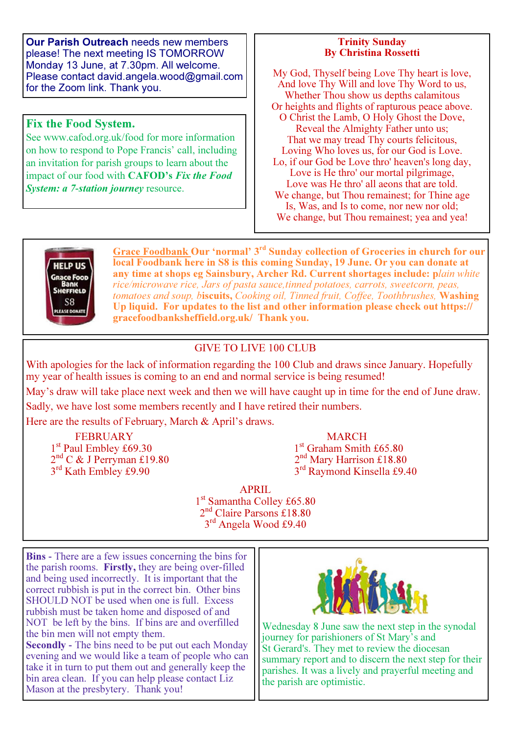**Our Parish Outreach** needs new members please! The next meeting IS TOMORROW Monday 13 June, at 7.30pm. All welcome. Please contact david.angela.wood@gmail.com for the Zoom link. Thank you.

## Fix the Food System.

See www.cafod.org.uk/food for more information on how to respond to Pope Francis' call, including an invitation for parish groups to learn about the impact of our food with **CAFOD's *Fix the Food System: a 7-station journey*** resource.

## Trinity Sunday
**By Christina Rossetti**

My God, Thyself being Love Thy heart is love,
And love Thy Will and love Thy Word to us,
Whether Thou show us depths calamitous
Or heights and flights of rapturous peace above.
O Christ the Lamb, O Holy Ghost the Dove,
Reveal the Almighty Father unto us;
That we may tread Thy courts felicitous,
Loving Who loves us, for our God is Love.
Lo, if our God be Love thro' heaven's long day,
Love is He thro' our mortal pilgrimage,
Love was He thro' all aeons that are told.
We change, but Thou remainest; for Thine age
Is, Was, and Is to come, nor new nor old;
We change, but Thou remainest; yea and yea!

**Grace Foodbank Our 'normal' 3rd Sunday collection of Groceries in church for our local Foodbank here in S8 is this coming Sunday, 19 June. Or you can donate at any time at shops eg Sainsbury, Archer Rd. Current shortages include: p***lain white rice/microwave rice, Jars of pasta sauce,tinned potatoes, carrots, sweetcorn, peas, tomatoes and soup,* **b***iscuits,* *Cooking oil, Tinned fruit, Coffee, Toothbrushes,* **Washing Up liquid. For updates to the list and other information please check out https://gracefoodbanksheffield.org.uk/ Thank you.**

## GIVE TO LIVE 100 CLUB

With apologies for the lack of information regarding the 100 Club and draws since January. Hopefully my year of health issues is coming to an end and normal service is being resumed!

May's draw will take place next week and then we will have caught up in time for the end of June draw.

Sadly, we have lost some members recently and I have retired their numbers.

Here are the results of February, March & April's draws.

**FEBRUARY**
1st Paul Embley £69.30
2nd C & J Perryman £19.80
3rd Kath Embley £9.90

**MARCH**
1st Graham Smith £65.80
2nd Mary Harrison £18.80
3rd Raymond Kinsella £9.40

**APRIL**
1st Samantha Colley £65.80
2nd Claire Parsons £18.80
3rd Angela Wood £9.40

**Bins** - There are a few issues concerning the bins for the parish rooms. **Firstly,** they are being over-filled and being used incorrectly. It is important that the correct rubbish is put in the correct bin. Other bins SHOULD NOT be used when one is full. Excess rubbish must be taken home and disposed of and NOT be left by the bins. If bins are and overfilled the bin men will not empty them.

**Secondly** - The bins need to be put out each Monday evening and we would like a team of people who can take it in turn to put them out and generally keep the bin area clean. If you can help please contact Liz Mason at the presbytery. Thank you!

Wednesday 8 June saw the next step in the synodal journey for parishioners of St Mary's and St Gerard's. They met to review the diocesan summary report and to discern the next step for their parishes. It was a lively and prayerful meeting and the parish are optimistic.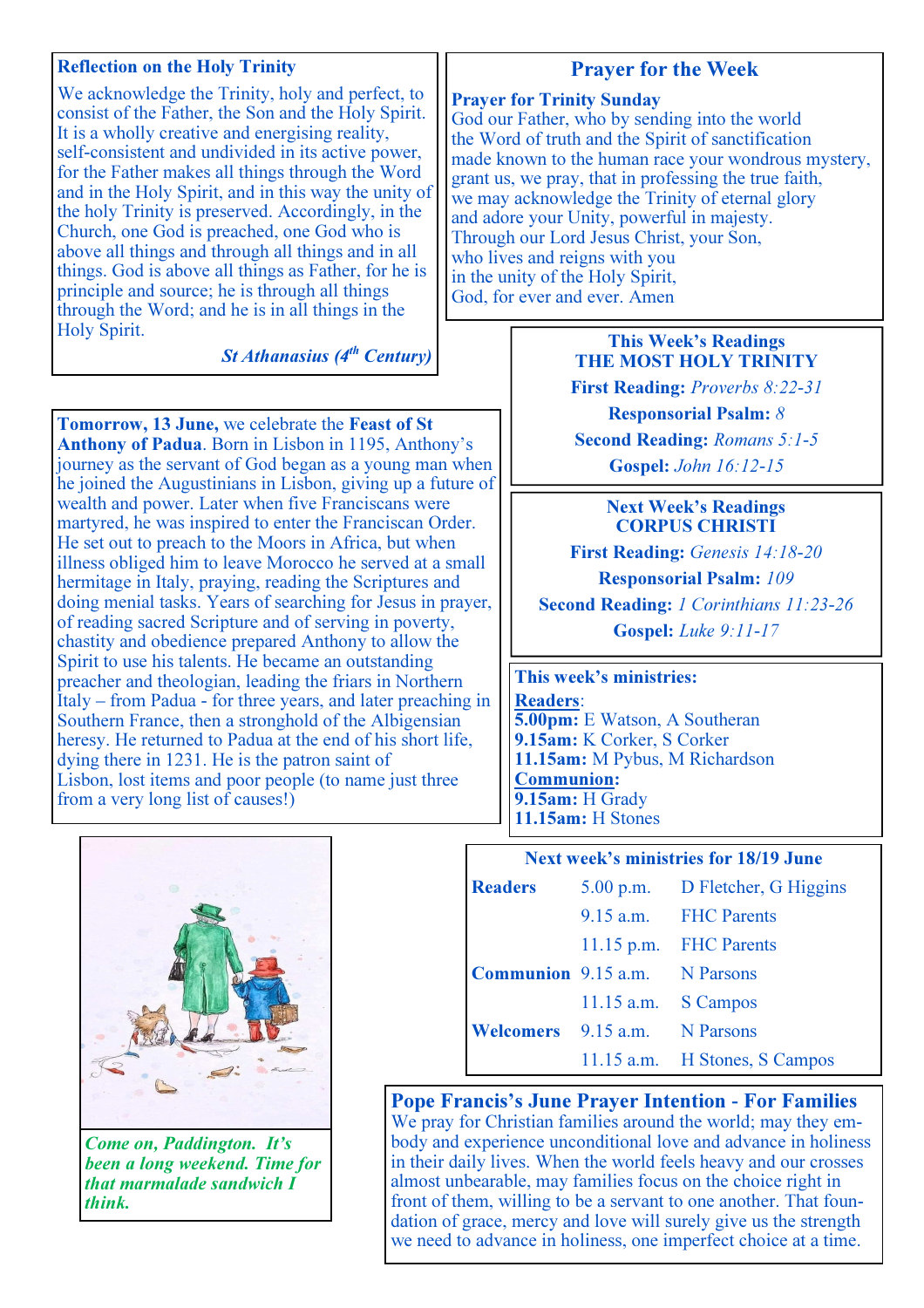### Reflection on the Holy Trinity

We acknowledge the Trinity, holy and perfect, to consist of the Father, the Son and the Holy Spirit. It is a wholly creative and energising reality, self-consistent and undivided in its active power, for the Father makes all things through the Word and in the Holy Spirit, and in this way the unity of the holy Trinity is preserved. Accordingly, in the Church, one God is preached, one God who is above all things and through all things and in all things. God is above all things as Father, for he is principle and source; he is through all things through the Word; and he is in all things in the Holy Spirit.

***St Athanasius (4th Century)***

## Prayer for the Week

**Prayer for Trinity Sunday**

God our Father, who by sending into the world
the Word of truth and the Spirit of sanctification
made known to the human race your wondrous mystery,
grant us, we pray, that in professing the true faith,
we may acknowledge the Trinity of eternal glory
and adore your Unity, powerful in majesty.
Through our Lord Jesus Christ, your Son,
who lives and reigns with you
in the unity of the Holy Spirit,
God, for ever and ever. Amen

### This Week's Readings
### THE MOST HOLY TRINITY

**First Reading:** *Proverbs 8:22-31*

**Responsorial Psalm:** *8*

**Second Reading:** *Romans 5:1-5*

**Gospel:** *John 16:12-15*

**Tomorrow, 13 June,** we celebrate the **Feast of St Anthony of Padua**. Born in Lisbon in 1195, Anthony's journey as the servant of God began as a young man when he joined the Augustinians in Lisbon, giving up a future of wealth and power. Later when five Franciscans were martyred, he was inspired to enter the Franciscan Order. He set out to preach to the Moors in Africa, but when illness obliged him to leave Morocco he served at a small hermitage in Italy, praying, reading the Scriptures and doing menial tasks. Years of searching for Jesus in prayer, of reading sacred Scripture and of serving in poverty, chastity and obedience prepared Anthony to allow the Spirit to use his talents. He became an outstanding preacher and theologian, leading the friars in Northern Italy – from Padua - for three years, and later preaching in Southern France, then a stronghold of the Albigensian heresy. He returned to Padua at the end of his short life, dying there in 1231. He is the patron saint of Lisbon, lost items and poor people (to name just three from a very long list of causes!)

### Next Week's Readings
### CORPUS CHRISTI

**First Reading:** *Genesis 14:18-20*

**Responsorial Psalm:** *109*

**Second Reading:** *1 Corinthians 11:23-26*

**Gospel:** *Luke 9:11-17*

**This week's ministries:**

**Readers**:
**5.00pm:** E Watson, A Southeran
**9.15am:** K Corker, S Corker
**11.15am:** M Pybus, M Richardson

**Communion:**
**9.15am:** H Grady
**11.15am:** H Stones

***Come on, Paddington. It's been a long weekend. Time for that marmalade sandwich I think.***

**Next week's ministries for 18/19 June**

| | | |
|---|---|---|
| **Readers** | 5.00 p.m. | D Fletcher, G Higgins |
| | 9.15 a.m. | FHC Parents |
| | 11.15 p.m. | FHC Parents |
| **Communion** | 9.15 a.m. | N Parsons |
| | 11.15 a.m. | S Campos |
| **Welcomers** | 9.15 a.m. | N Parsons |
| | 11.15 a.m. | H Stones, S Campos |

### Pope Francis's June Prayer Intention - For Families

We pray for Christian families around the world; may they embody and experience unconditional love and advance in holiness in their daily lives. When the world feels heavy and our crosses almost unbearable, may families focus on the choice right in front of them, willing to be a servant to one another. That foundation of grace, mercy and love will surely give us the strength we need to advance in holiness, one imperfect choice at a time.